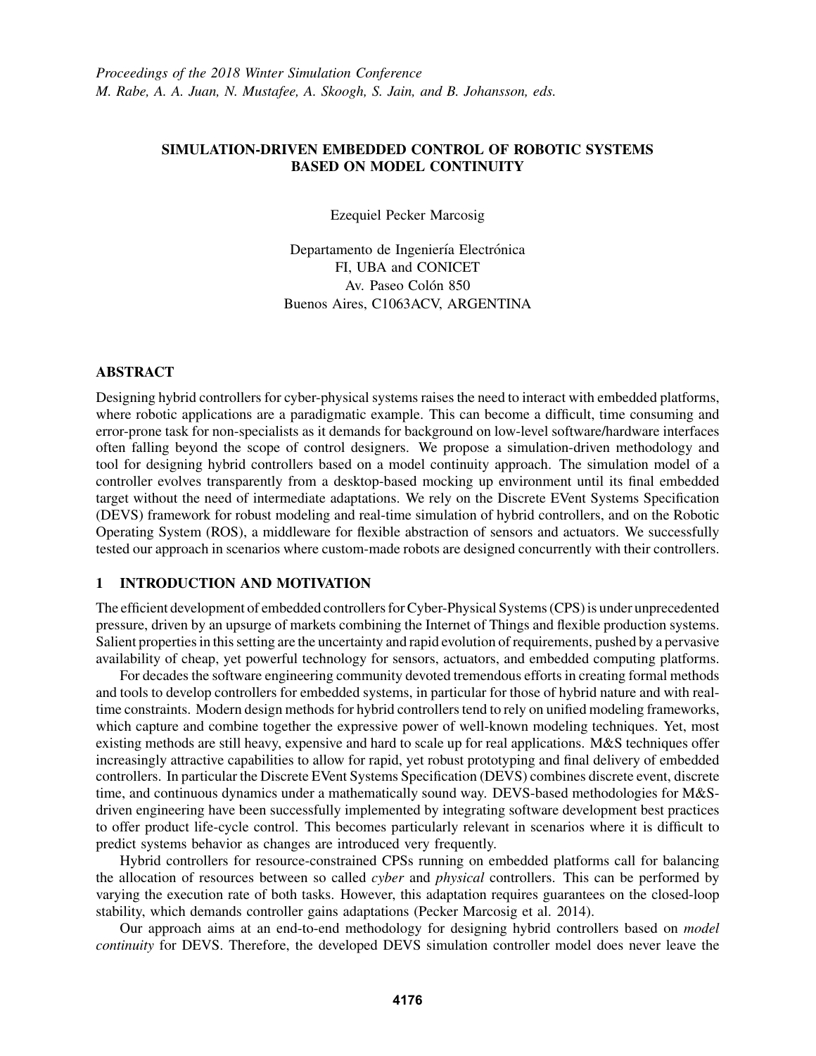# SIMULATION-DRIVEN EMBEDDED CONTROL OF ROBOTIC SYSTEMS BASED ON MODEL CONTINUITY

Ezequiel Pecker Marcosig

Departamento de Ingeniería Electrónica
FI, UBA and CONICET
Av. Paseo Colón 850
Buenos Aires, C1063ACV, ARGENTINA

## ABSTRACT

Designing hybrid controllers for cyber-physical systems raises the need to interact with embedded platforms, where robotic applications are a paradigmatic example. This can become a difficult, time consuming and error-prone task for non-specialists as it demands for background on low-level software/hardware interfaces often falling beyond the scope of control designers. We propose a simulation-driven methodology and tool for designing hybrid controllers based on a model continuity approach. The simulation model of a controller evolves transparently from a desktop-based mocking up environment until its final embedded target without the need of intermediate adaptations. We rely on the Discrete EVent Systems Specification (DEVS) framework for robust modeling and real-time simulation of hybrid controllers, and on the Robotic Operating System (ROS), a middleware for flexible abstraction of sensors and actuators. We successfully tested our approach in scenarios where custom-made robots are designed concurrently with their controllers.

## 1 INTRODUCTION AND MOTIVATION

The efficient development of embedded controllers for Cyber-Physical Systems (CPS) is under unprecedented pressure, driven by an upsurge of markets combining the Internet of Things and flexible production systems. Salient properties in this setting are the uncertainty and rapid evolution of requirements, pushed by a pervasive availability of cheap, yet powerful technology for sensors, actuators, and embedded computing platforms.

For decades the software engineering community devoted tremendous efforts in creating formal methods and tools to develop controllers for embedded systems, in particular for those of hybrid nature and with real-time constraints. Modern design methods for hybrid controllers tend to rely on unified modeling frameworks, which capture and combine together the expressive power of well-known modeling techniques. Yet, most existing methods are still heavy, expensive and hard to scale up for real applications. M&S techniques offer increasingly attractive capabilities to allow for rapid, yet robust prototyping and final delivery of embedded controllers. In particular the Discrete EVent Systems Specification (DEVS) combines discrete event, discrete time, and continuous dynamics under a mathematically sound way. DEVS-based methodologies for M&S-driven engineering have been successfully implemented by integrating software development best practices to offer product life-cycle control. This becomes particularly relevant in scenarios where it is difficult to predict systems behavior as changes are introduced very frequently.

Hybrid controllers for resource-constrained CPSs running on embedded platforms call for balancing the allocation of resources between so called *cyber* and *physical* controllers. This can be performed by varying the execution rate of both tasks. However, this adaptation requires guarantees on the closed-loop stability, which demands controller gains adaptations (Pecker Marcosig et al. 2014).

Our approach aims at an end-to-end methodology for designing hybrid controllers based on *model continuity* for DEVS. Therefore, the developed DEVS simulation controller model does never leave the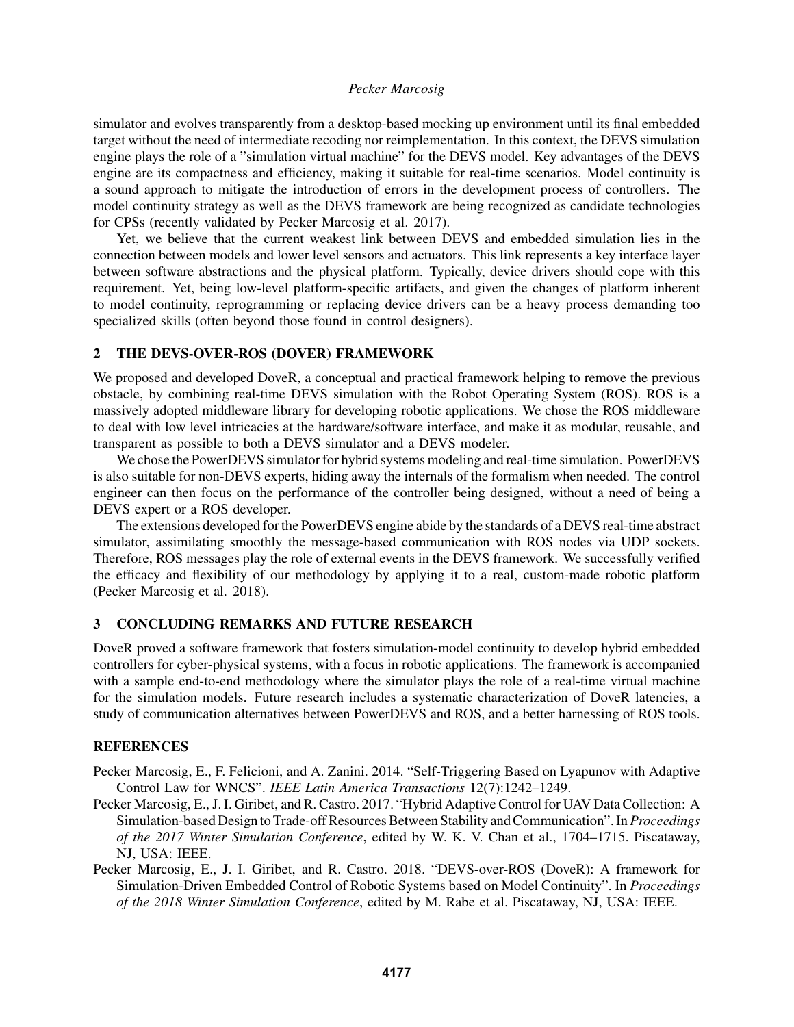simulator and evolves transparently from a desktop-based mocking up environment until its final embedded target without the need of intermediate recoding nor reimplementation. In this context, the DEVS simulation engine plays the role of a "simulation virtual machine" for the DEVS model. Key advantages of the DEVS engine are its compactness and efficiency, making it suitable for real-time scenarios. Model continuity is a sound approach to mitigate the introduction of errors in the development process of controllers. The model continuity strategy as well as the DEVS framework are being recognized as candidate technologies for CPSs (recently validated by Pecker Marcosig et al. 2017).

Yet, we believe that the current weakest link between DEVS and embedded simulation lies in the connection between models and lower level sensors and actuators. This link represents a key interface layer between software abstractions and the physical platform. Typically, device drivers should cope with this requirement. Yet, being low-level platform-specific artifacts, and given the changes of platform inherent to model continuity, reprogramming or replacing device drivers can be a heavy process demanding too specialized skills (often beyond those found in control designers).

## 2 THE DEVS-OVER-ROS (DOVER) FRAMEWORK

We proposed and developed DoveR, a conceptual and practical framework helping to remove the previous obstacle, by combining real-time DEVS simulation with the Robot Operating System (ROS). ROS is a massively adopted middleware library for developing robotic applications. We chose the ROS middleware to deal with low level intricacies at the hardware/software interface, and make it as modular, reusable, and transparent as possible to both a DEVS simulator and a DEVS modeler.

We chose the PowerDEVS simulator for hybrid systems modeling and real-time simulation. PowerDEVS is also suitable for non-DEVS experts, hiding away the internals of the formalism when needed. The control engineer can then focus on the performance of the controller being designed, without a need of being a DEVS expert or a ROS developer.

The extensions developed for the PowerDEVS engine abide by the standards of a DEVS real-time abstract simulator, assimilating smoothly the message-based communication with ROS nodes via UDP sockets. Therefore, ROS messages play the role of external events in the DEVS framework. We successfully verified the efficacy and flexibility of our methodology by applying it to a real, custom-made robotic platform (Pecker Marcosig et al. 2018).

## 3 CONCLUDING REMARKS AND FUTURE RESEARCH

DoveR proved a software framework that fosters simulation-model continuity to develop hybrid embedded controllers for cyber-physical systems, with a focus in robotic applications. The framework is accompanied with a sample end-to-end methodology where the simulator plays the role of a real-time virtual machine for the simulation models. Future research includes a systematic characterization of DoveR latencies, a study of communication alternatives between PowerDEVS and ROS, and a better harnessing of ROS tools.

## REFERENCES

Pecker Marcosig, E., F. Felicioni, and A. Zanini. 2014. "Self-Triggering Based on Lyapunov with Adaptive Control Law for WNCS". *IEEE Latin America Transactions* 12(7):1242–1249.

Pecker Marcosig, E., J. I. Giribet, and R. Castro. 2017. "Hybrid Adaptive Control for UAV Data Collection: A Simulation-based Design to Trade-off Resources Between Stability and Communication". In *Proceedings of the 2017 Winter Simulation Conference*, edited by W. K. V. Chan et al., 1704–1715. Piscataway, NJ, USA: IEEE.

Pecker Marcosig, E., J. I. Giribet, and R. Castro. 2018. "DEVS-over-ROS (DoveR): A framework for Simulation-Driven Embedded Control of Robotic Systems based on Model Continuity". In *Proceedings of the 2018 Winter Simulation Conference*, edited by M. Rabe et al. Piscataway, NJ, USA: IEEE.